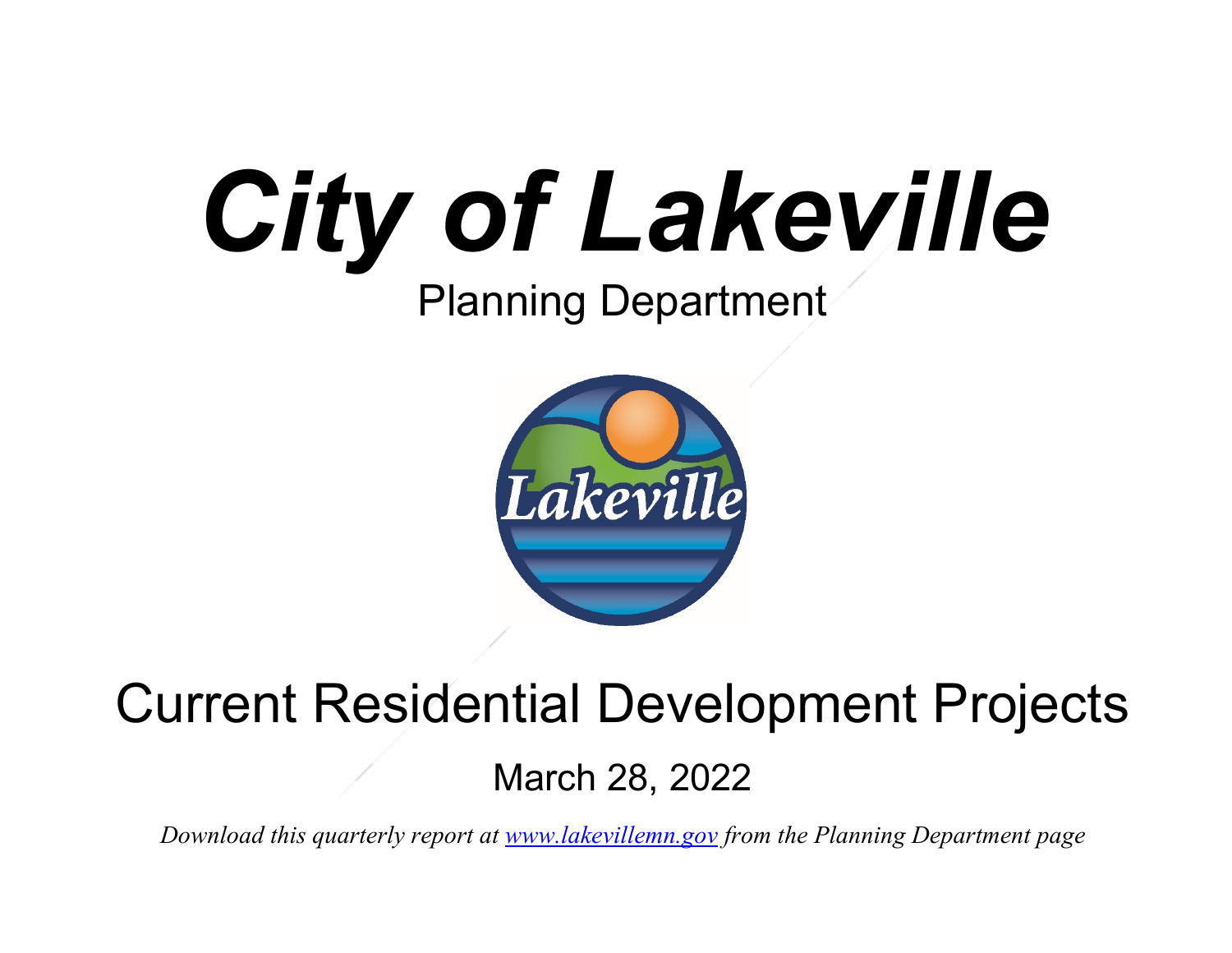# *City of Lakeville*

## Planning Department

## Current Residential Development Projects

March 28, 2022

*Download this quarterly report at [www.lakevillemn.gov](http://www.lakevillemn.gov) from the Planning Department page*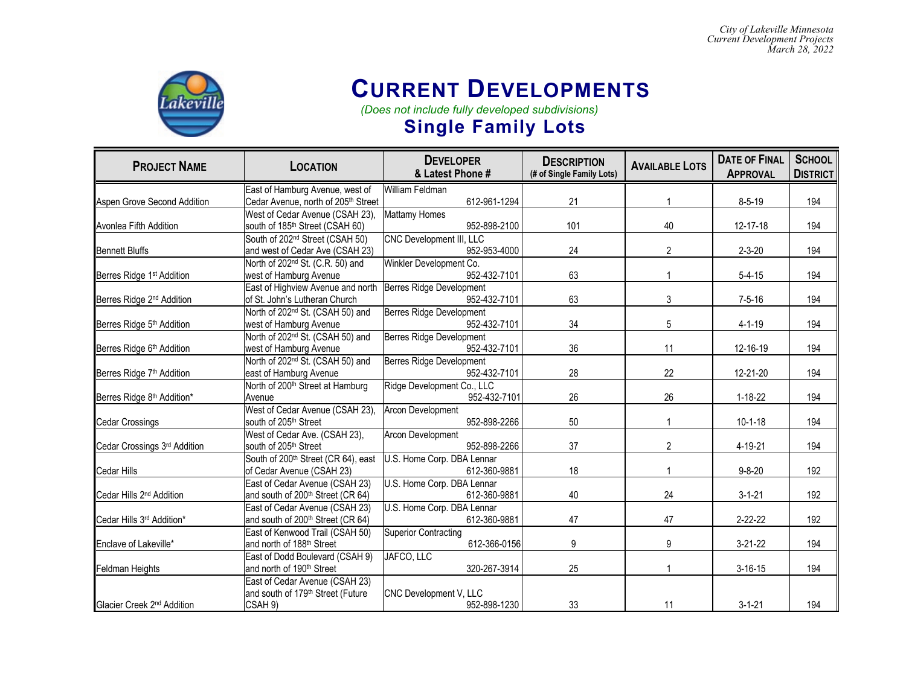# CURRENT DEVELOPMENTS

*(Does not include fully developed subdivisions)*

## Single Family Lots

| PROJECT NAME | LOCATION | DEVELOPER & Latest Phone # | DESCRIPTION (# of Single Family Lots) | AVAILABLE LOTS | DATE OF FINAL APPROVAL | SCHOOL DISTRICT |
|---|---|---|---|---|---|---|
| Aspen Grove Second Addition | East of Hamburg Avenue, west of Cedar Avenue, north of 205th Street | William Feldman 612-961-1294 | 21 | 1 | 8-5-19 | 194 |
| Avonlea Fifth Addition | West of Cedar Avenue (CSAH 23), south of 185th Street (CSAH 60) | Mattamy Homes 952-898-2100 | 101 | 40 | 12-17-18 | 194 |
| Bennett Bluffs | South of 202nd Street (CSAH 50) and west of Cedar Ave (CSAH 23) | CNC Development III, LLC 952-953-4000 | 24 | 2 | 2-3-20 | 194 |
| Berres Ridge 1st Addition | North of 202nd St. (C.R. 50) and west of Hamburg Avenue | Winkler Development Co. 952-432-7101 | 63 | 1 | 5-4-15 | 194 |
| Berres Ridge 2nd Addition | East of Highview Avenue and north of St. John's Lutheran Church | Berres Ridge Development 952-432-7101 | 63 | 3 | 7-5-16 | 194 |
| Berres Ridge 5th Addition | North of 202nd St. (CSAH 50) and west of Hamburg Avenue | Berres Ridge Development 952-432-7101 | 34 | 5 | 4-1-19 | 194 |
| Berres Ridge 6th Addition | North of 202nd St. (CSAH 50) and west of Hamburg Avenue | Berres Ridge Development 952-432-7101 | 36 | 11 | 12-16-19 | 194 |
| Berres Ridge 7th Addition | North of 202nd St. (CSAH 50) and east of Hamburg Avenue | Berres Ridge Development 952-432-7101 | 28 | 22 | 12-21-20 | 194 |
| Berres Ridge 8th Addition* | North of 200th Street at Hamburg Avenue | Ridge Development Co., LLC 952-432-7101 | 26 | 26 | 1-18-22 | 194 |
| Cedar Crossings | West of Cedar Avenue (CSAH 23), south of 205th Street | Arcon Development 952-898-2266 | 50 | 1 | 10-1-18 | 194 |
| Cedar Crossings 3rd Addition | West of Cedar Ave. (CSAH 23), south of 205th Street | Arcon Development 952-898-2266 | 37 | 2 | 4-19-21 | 194 |
| Cedar Hills | South of 200th Street (CR 64), east of Cedar Avenue (CSAH 23) | U.S. Home Corp. DBA Lennar 612-360-9881 | 18 | 1 | 9-8-20 | 192 |
| Cedar Hills 2nd Addition | East of Cedar Avenue (CSAH 23) and south of 200th Street (CR 64) | U.S. Home Corp. DBA Lennar 612-360-9881 | 40 | 24 | 3-1-21 | 192 |
| Cedar Hills 3rd Addition* | East of Cedar Avenue (CSAH 23) and south of 200th Street (CR 64) | U.S. Home Corp. DBA Lennar 612-360-9881 | 47 | 47 | 2-22-22 | 192 |
| Enclave of Lakeville* | East of Kenwood Trail (CSAH 50) and north of 188th Street | Superior Contracting 612-366-0156 | 9 | 9 | 3-21-22 | 194 |
| Feldman Heights | East of Dodd Boulevard (CSAH 9) and north of 190th Street | JAFCO, LLC 320-267-3914 | 25 | 1 | 3-16-15 | 194 |
| Glacier Creek 2nd Addition | East of Cedar Avenue (CSAH 23) and south of 179th Street (Future CSAH 9) | CNC Development V, LLC 952-898-1230 | 33 | 11 | 3-1-21 | 194 |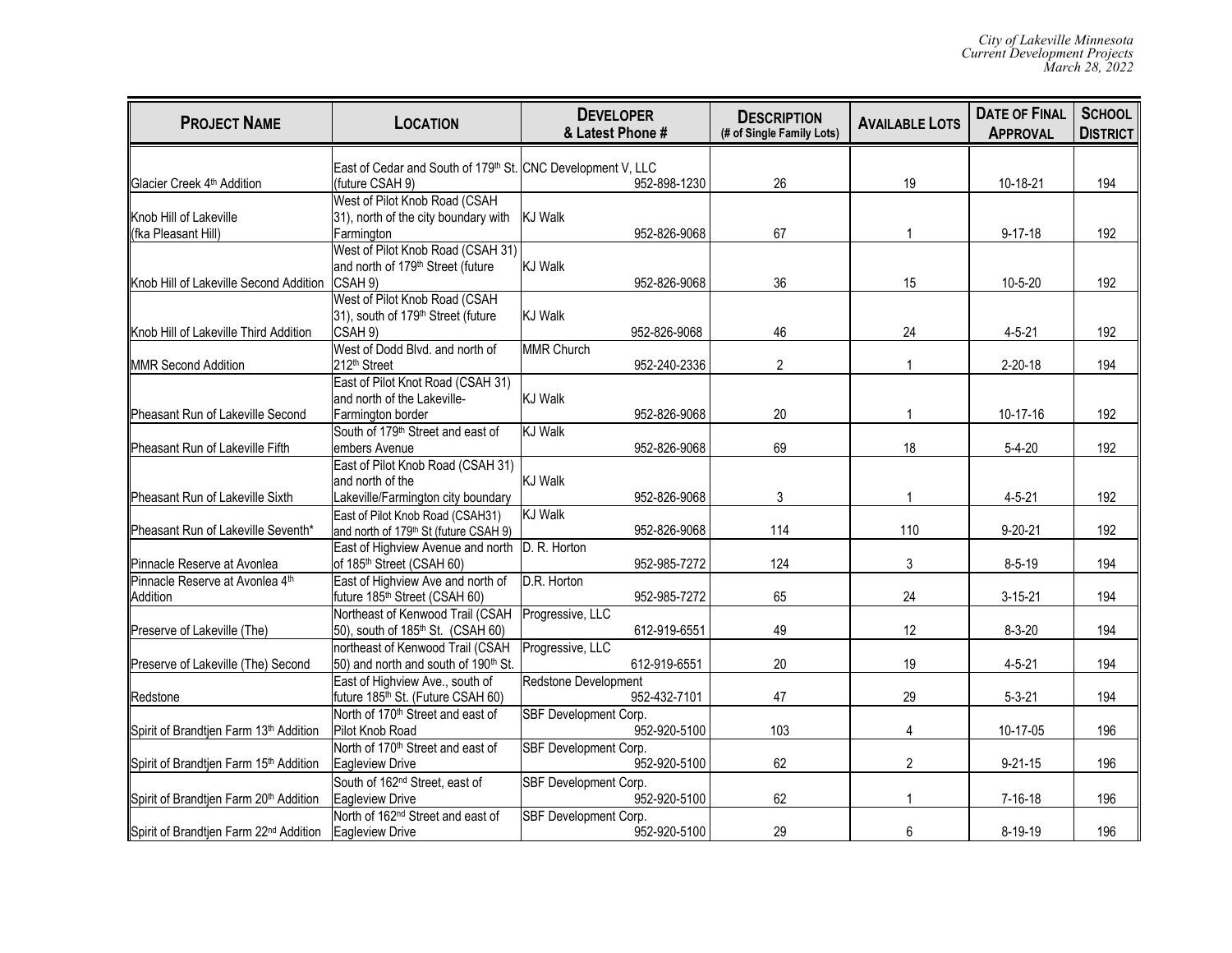| **PROJECT NAME** | **LOCATION** | **DEVELOPER & Latest Phone #** | **DESCRIPTION (# of Single Family Lots)** | **AVAILABLE LOTS** | **DATE OF FINAL APPROVAL** | **SCHOOL DISTRICT** |
|---|---|---|---|---|---|---|
| Glacier Creek 4th Addition | East of Cedar and South of 179th St. (future CSAH 9) | CNC Development V, LLC 952-898-1230 | 26 | 19 | 10-18-21 | 194 |
| Knob Hill of Lakeville (fka Pleasant Hill) | West of Pilot Knob Road (CSAH 31), north of the city boundary with Farmington | KJ Walk 952-826-9068 | 67 | 1 | 9-17-18 | 192 |
| Knob Hill of Lakeville Second Addition | West of Pilot Knob Road (CSAH 31) and north of 179th Street (future CSAH 9) | KJ Walk 952-826-9068 | 36 | 15 | 10-5-20 | 192 |
| Knob Hill of Lakeville Third Addition | West of Pilot Knob Road (CSAH 31), south of 179th Street (future CSAH 9) | KJ Walk 952-826-9068 | 46 | 24 | 4-5-21 | 192 |
| MMR Second Addition | West of Dodd Blvd. and north of 212th Street | MMR Church 952-240-2336 | 2 | 1 | 2-20-18 | 194 |
| Pheasant Run of Lakeville Second | East of Pilot Knot Road (CSAH 31) and north of the Lakeville-Farmington border | KJ Walk 952-826-9068 | 20 | 1 | 10-17-16 | 192 |
| Pheasant Run of Lakeville Fifth | South of 179th Street and east of embers Avenue | KJ Walk 952-826-9068 | 69 | 18 | 5-4-20 | 192 |
| Pheasant Run of Lakeville Sixth | East of Pilot Knob Road (CSAH 31) and north of the Lakeville/Farmington city boundary | KJ Walk 952-826-9068 | 3 | 1 | 4-5-21 | 192 |
| Pheasant Run of Lakeville Seventh* | East of Pilot Knob Road (CSAH31) and north of 179th St (future CSAH 9) | KJ Walk 952-826-9068 | 114 | 110 | 9-20-21 | 192 |
| Pinnacle Reserve at Avonlea | East of Highview Avenue and north of 185th Street (CSAH 60) | D. R. Horton 952-985-7272 | 124 | 3 | 8-5-19 | 194 |
| Pinnacle Reserve at Avonlea 4th Addition | East of Highview Ave and north of future 185th Street (CSAH 60) | D.R. Horton 952-985-7272 | 65 | 24 | 3-15-21 | 194 |
| Preserve of Lakeville (The) | Northeast of Kenwood Trail (CSAH 50), south of 185th St. (CSAH 60) | Progressive, LLC 612-919-6551 | 49 | 12 | 8-3-20 | 194 |
| Preserve of Lakeville (The) Second | northeast of Kenwood Trail (CSAH 50) and north and south of 190th St. | Progressive, LLC 612-919-6551 | 20 | 19 | 4-5-21 | 194 |
| Redstone | East of Highview Ave., south of future 185th St. (Future CSAH 60) | Redstone Development 952-432-7101 | 47 | 29 | 5-3-21 | 194 |
| Spirit of Brandtjen Farm 13th Addition | North of 170th Street and east of Pilot Knob Road | SBF Development Corp. 952-920-5100 | 103 | 4 | 10-17-05 | 196 |
| Spirit of Brandtjen Farm 15th Addition | North of 170th Street and east of Eagleview Drive | SBF Development Corp. 952-920-5100 | 62 | 2 | 9-21-15 | 196 |
| Spirit of Brandtjen Farm 20th Addition | South of 162nd Street, east of Eagleview Drive | SBF Development Corp. 952-920-5100 | 62 | 1 | 7-16-18 | 196 |
| Spirit of Brandtjen Farm 22nd Addition | North of 162nd Street and east of Eagleview Drive | SBF Development Corp. 952-920-5100 | 29 | 6 | 8-19-19 | 196 |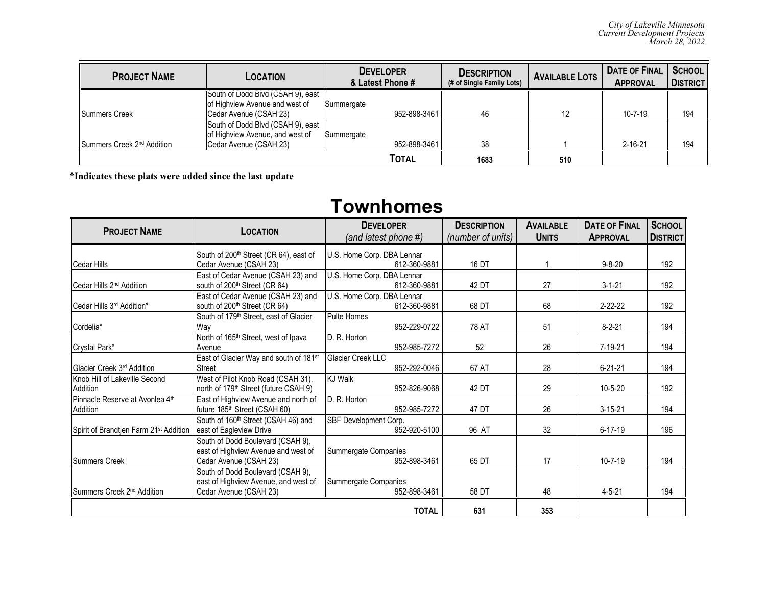| **PROJECT NAME** | **LOCATION** | **DEVELOPER & Latest Phone #** | **DESCRIPTION (# of Single Family Lots)** | **AVAILABLE LOTS** | **DATE OF FINAL APPROVAL** | **SCHOOL DISTRICT** |
|---|---|---|---|---|---|---|
| Summers Creek | South of Dodd Blvd (CSAH 9), east of Highview Avenue and west of Cedar Avenue (CSAH 23) | Summergate 952-898-3461 | 46 | 12 | 10-7-19 | 194 |
| Summers Creek 2nd Addition | South of Dodd Blvd (CSAH 9), east of Highview Avenue, and west of Cedar Avenue (CSAH 23) | Summergate 952-898-3461 | 38 | 1 | 2-16-21 | 194 |
| | | **TOTAL** | 1683 | 510 | | |

**\*Indicates these plats were added since the last update**

# Townhomes

| **PROJECT NAME** | **LOCATION** | **DEVELOPER** *(and latest phone #)* | **DESCRIPTION** *(number of units)* | **AVAILABLE UNITS** | **DATE OF FINAL APPROVAL** | **SCHOOL DISTRICT** |
|---|---|---|---|---|---|---|
| Cedar Hills | South of 200th Street (CR 64), east of Cedar Avenue (CSAH 23) | U.S. Home Corp. DBA Lennar 612-360-9881 | 16 DT | 1 | 9-8-20 | 192 |
| Cedar Hills 2nd Addition | East of Cedar Avenue (CSAH 23) and south of 200th Street (CR 64) | U.S. Home Corp. DBA Lennar 612-360-9881 | 42 DT | 27 | 3-1-21 | 192 |
| Cedar Hills 3rd Addition* | East of Cedar Avenue (CSAH 23) and south of 200th Street (CR 64) | U.S. Home Corp. DBA Lennar 612-360-9881 | 68 DT | 68 | 2-22-22 | 192 |
| Cordelia* | South of 179th Street, east of Glacier Way | Pulte Homes 952-229-0722 | 78 AT | 51 | 8-2-21 | 194 |
| Crystal Park* | North of 165th Street, west of Ipava Avenue | D. R. Horton 952-985-7272 | 52 | 26 | 7-19-21 | 194 |
| Glacier Creek 3rd Addition | East of Glacier Way and south of 181st Street | Glacier Creek LLC 952-292-0046 | 67 AT | 28 | 6-21-21 | 194 |
| Knob Hill of Lakeville Second Addition | West of Pilot Knob Road (CSAH 31), north of 179th Street (future CSAH 9) | KJ Walk 952-826-9068 | 42 DT | 29 | 10-5-20 | 192 |
| Pinnacle Reserve at Avonlea 4th Addition | East of Highview Avenue and north of future 185th Street (CSAH 60) | D. R. Horton 952-985-7272 | 47 DT | 26 | 3-15-21 | 194 |
| Spirit of Brandtjen Farm 21st Addition | South of 160th Street (CSAH 46) and east of Eagleview Drive | SBF Development Corp. 952-920-5100 | 96 AT | 32 | 6-17-19 | 196 |
| Summers Creek | South of Dodd Boulevard (CSAH 9), east of Highview Avenue and west of Cedar Avenue (CSAH 23) | Summergate Companies 952-898-3461 | 65 DT | 17 | 10-7-19 | 194 |
| Summers Creek 2nd Addition | South of Dodd Boulevard (CSAH 9), east of Highview Avenue, and west of Cedar Avenue (CSAH 23) | Summergate Companies 952-898-3461 | 58 DT | 48 | 4-5-21 | 194 |
| | | **TOTAL** | 631 | 353 | | |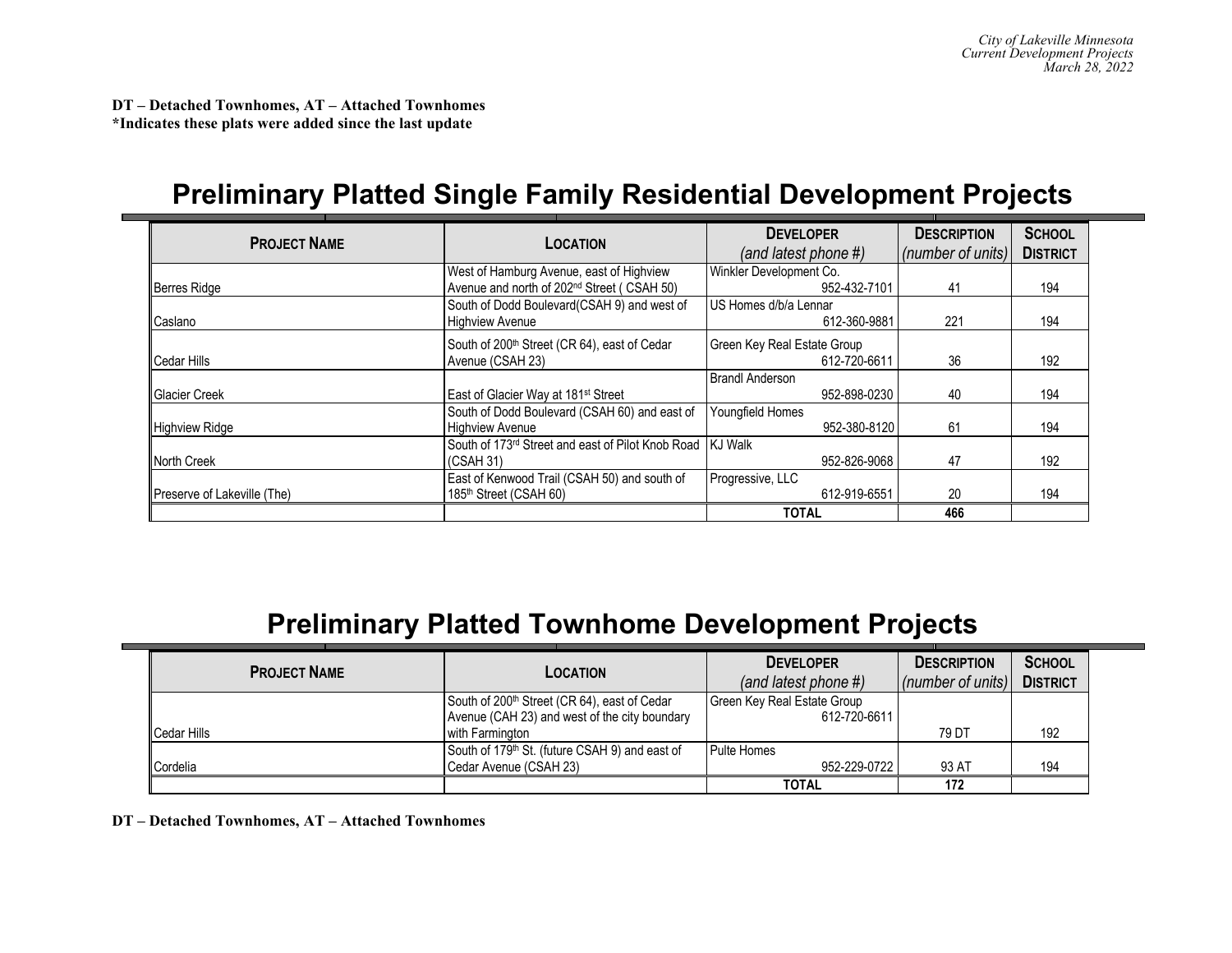**DT – Detached Townhomes, AT – Attached Townhomes**
***Indicates these plats were added since the last update**

# Preliminary Platted Single Family Residential Development Projects

| PROJECT NAME | LOCATION | DEVELOPER (and latest phone #) | DESCRIPTION (number of units) | SCHOOL DISTRICT |
|---|---|---|---|---|
| Berres Ridge | West of Hamburg Avenue, east of Highview Avenue and north of 202nd Street ( CSAH 50) | Winkler Development Co. 952-432-7101 | 41 | 194 |
| Caslano | South of Dodd Boulevard(CSAH 9) and west of Highview Avenue | US Homes d/b/a Lennar 612-360-9881 | 221 | 194 |
| Cedar Hills | South of 200th Street (CR 64), east of Cedar Avenue (CSAH 23) | Green Key Real Estate Group 612-720-6611 | 36 | 192 |
| Glacier Creek | East of Glacier Way at 181st Street | Brandl Anderson 952-898-0230 | 40 | 194 |
| Highview Ridge | South of Dodd Boulevard (CSAH 60) and east of Highview Avenue | Youngfield Homes 952-380-8120 | 61 | 194 |
| North Creek | South of 173rd Street and east of Pilot Knob Road (CSAH 31) | KJ Walk 952-826-9068 | 47 | 192 |
| Preserve of Lakeville (The) | East of Kenwood Trail (CSAH 50) and south of 185th Street (CSAH 60) | Progressive, LLC 612-919-6551 | 20 | 194 |
| | | **TOTAL** | **466** | |

# Preliminary Platted Townhome Development Projects

| PROJECT NAME | LOCATION | DEVELOPER (and latest phone #) | DESCRIPTION (number of units) | SCHOOL DISTRICT |
|---|---|---|---|---|
| Cedar Hills | South of 200th Street (CR 64), east of Cedar Avenue (CAH 23) and west of the city boundary with Farmington | Green Key Real Estate Group 612-720-6611 | 79 DT | 192 |
| Cordelia | South of 179th St. (future CSAH 9) and east of Cedar Avenue (CSAH 23) | Pulte Homes 952-229-0722 | 93 AT | 194 |
| | | **TOTAL** | **172** | |

**DT – Detached Townhomes, AT – Attached Townhomes**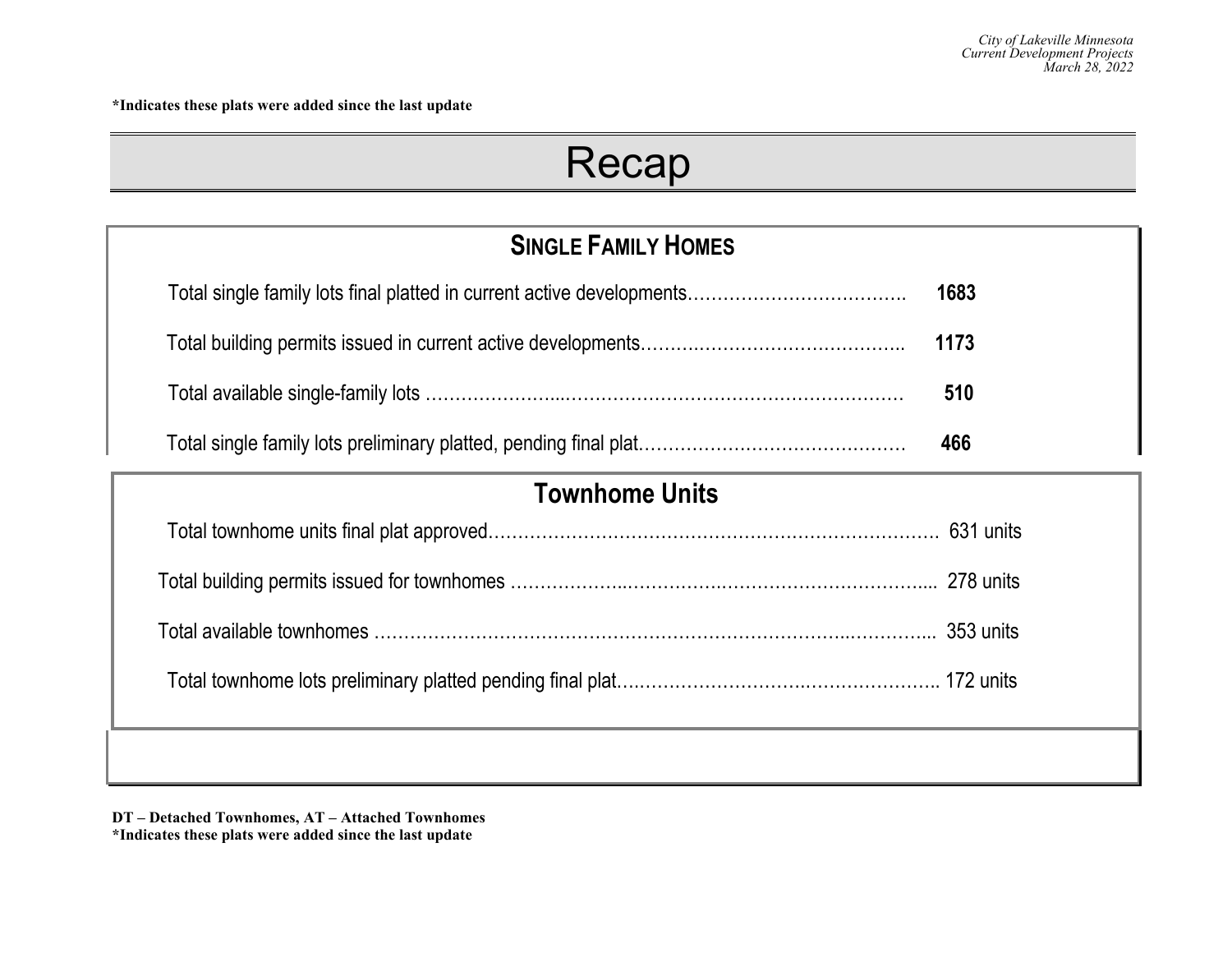*Indicates these plats were added since the last update

# Recap

## Single Family Homes

Total single family lots final platted in current active developments………………………………. **1683**

Total building permits issued in current active developments………………………………………….. **1173**

Total available single-family lots ……………………………………………………………………… **510**

Total single family lots preliminary platted, pending final plat……………………………………… **466**

## Townhome Units

Total townhome units final plat approved……………………………………………………………………. 631 units

Total building permits issued for townhomes ……………………………………………………………... 278 units

Total available townhomes ……………………………………………………………………………………... 353 units

Total townhome lots preliminary platted pending final plat……………………………………………….. 172 units

**DT – Detached Townhomes, AT – Attached Townhomes**
**\*Indicates these plats were added since the last update**